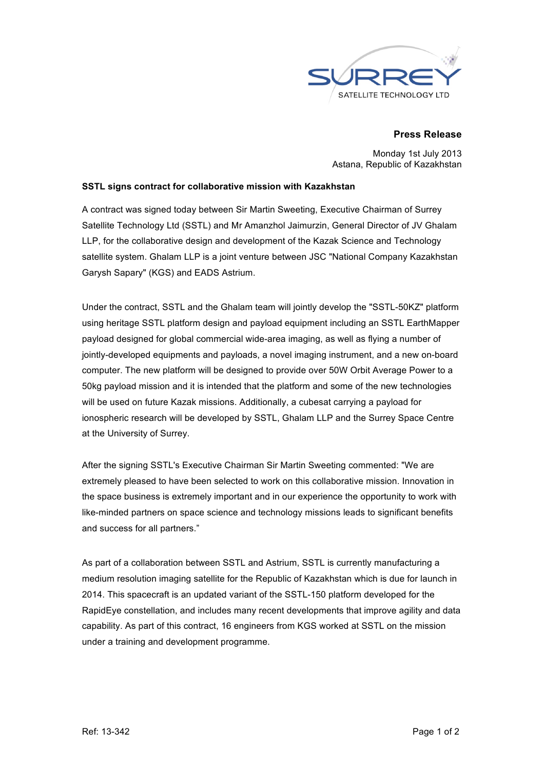SURREY SATELLITE TECHNOLOGY LTD

**Press Release**

Monday 1st July 2013
Astana, Republic of Kazakhstan

**SSTL signs contract for collaborative mission with Kazakhstan**

A contract was signed today between Sir Martin Sweeting, Executive Chairman of Surrey Satellite Technology Ltd (SSTL) and Mr Amanzhol Jaimurzin, General Director of JV Ghalam LLP, for the collaborative design and development of the Kazak Science and Technology satellite system. Ghalam LLP is a joint venture between JSC "National Company Kazakhstan Garysh Sapary" (KGS) and EADS Astrium.

Under the contract, SSTL and the Ghalam team will jointly develop the "SSTL-50KZ" platform using heritage SSTL platform design and payload equipment including an SSTL EarthMapper payload designed for global commercial wide-area imaging, as well as flying a number of jointly-developed equipments and payloads, a novel imaging instrument, and a new on-board computer. The new platform will be designed to provide over 50W Orbit Average Power to a 50kg payload mission and it is intended that the platform and some of the new technologies will be used on future Kazak missions. Additionally, a cubesat carrying a payload for ionospheric research will be developed by SSTL, Ghalam LLP and the Surrey Space Centre at the University of Surrey.

After the signing SSTL's Executive Chairman Sir Martin Sweeting commented: "We are extremely pleased to have been selected to work on this collaborative mission. Innovation in the space business is extremely important and in our experience the opportunity to work with like-minded partners on space science and technology missions leads to significant benefits and success for all partners."

As part of a collaboration between SSTL and Astrium, SSTL is currently manufacturing a medium resolution imaging satellite for the Republic of Kazakhstan which is due for launch in 2014. This spacecraft is an updated variant of the SSTL-150 platform developed for the RapidEye constellation, and includes many recent developments that improve agility and data capability. As part of this contract, 16 engineers from KGS worked at SSTL on the mission under a training and development programme.

Ref: 13-342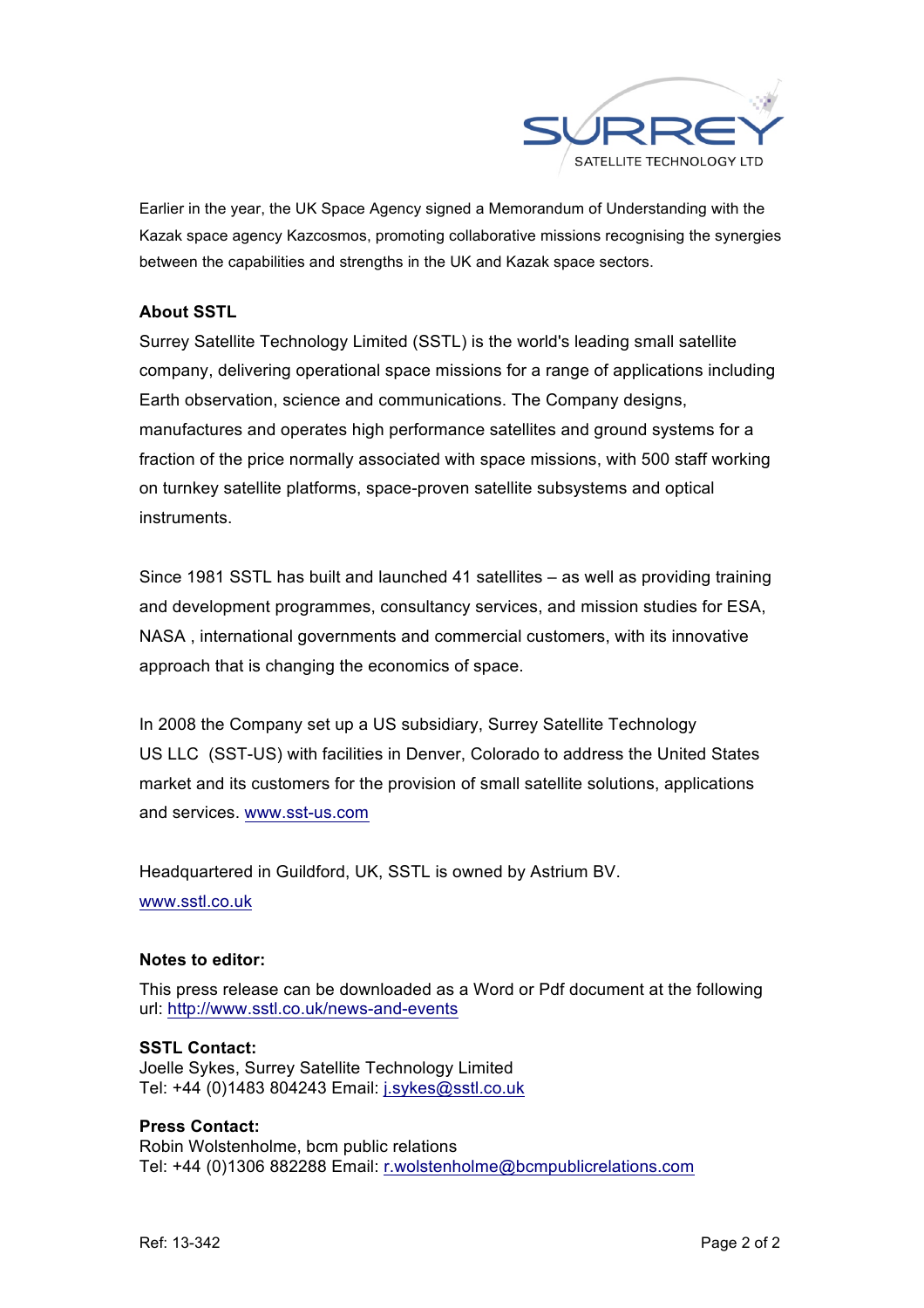Earlier in the year, the UK Space Agency signed a Memorandum of Understanding with the Kazak space agency Kazcosmos, promoting collaborative missions recognising the synergies between the capabilities and strengths in the UK and Kazak space sectors.

**About SSTL**

Surrey Satellite Technology Limited (SSTL) is the world's leading small satellite company, delivering operational space missions for a range of applications including Earth observation, science and communications. The Company designs, manufactures and operates high performance satellites and ground systems for a fraction of the price normally associated with space missions, with 500 staff working on turnkey satellite platforms, space-proven satellite subsystems and optical instruments.

Since 1981 SSTL has built and launched 41 satellites – as well as providing training and development programmes, consultancy services, and mission studies for ESA, NASA , international governments and commercial customers, with its innovative approach that is changing the economics of space.

In 2008 the Company set up a US subsidiary, Surrey Satellite Technology US LLC (SST-US) with facilities in Denver, Colorado to address the United States market and its customers for the provision of small satellite solutions, applications and services. www.sst-us.com

Headquartered in Guildford, UK, SSTL is owned by Astrium BV.
www.sstl.co.uk

**Notes to editor:**

This press release can be downloaded as a Word or Pdf document at the following url: http://www.sstl.co.uk/news-and-events

**SSTL Contact:**
Joelle Sykes, Surrey Satellite Technology Limited
Tel: +44 (0)1483 804243 Email: j.sykes@sstl.co.uk

**Press Contact:**
Robin Wolstenholme, bcm public relations
Tel: +44 (0)1306 882288 Email: r.wolstenholme@bcmpublicrelations.com

Ref: 13-342